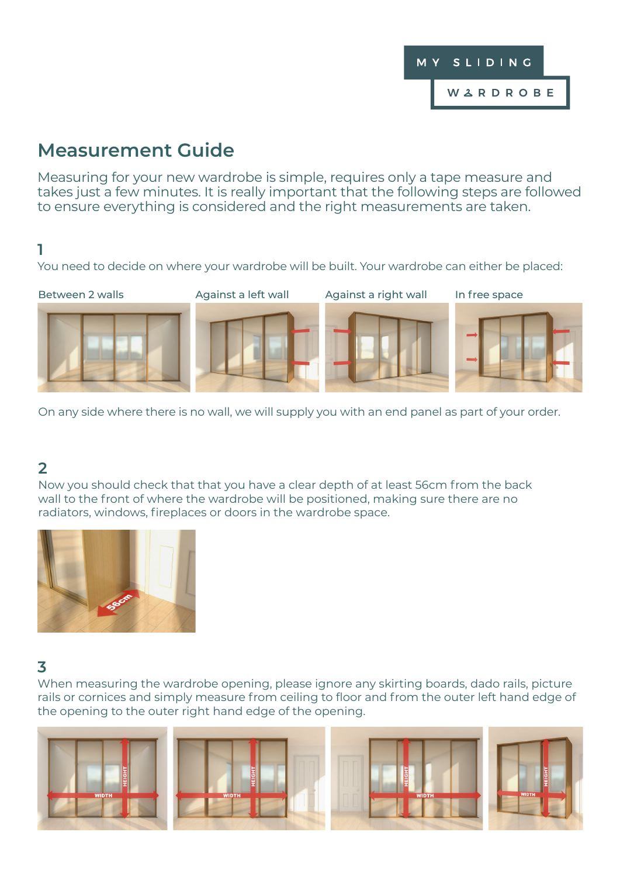MY SLIDING WARDROBE

# Measurement Guide

Measuring for your new wardrobe is simple, requires only a tape measure and takes just a few minutes. It is really important that the following steps are followed to ensure everything is considered and the right measurements are taken.

## 1

You need to decide on where your wardrobe will be built. Your wardrobe can either be placed:

Between 2 walls | Against a left wall | Against a right wall | In free space

On any side where there is no wall, we will supply you with an end panel as part of your order.

## 2

Now you should check that that you have a clear depth of at least 56cm from the back wall to the front of where the wardrobe will be positioned, making sure there are no radiators, windows, fireplaces or doors in the wardrobe space.

## 3

When measuring the wardrobe opening, please ignore any skirting boards, dado rails, picture rails or cornices and simply measure from ceiling to floor and from the outer left hand edge of the opening to the outer right hand edge of the opening.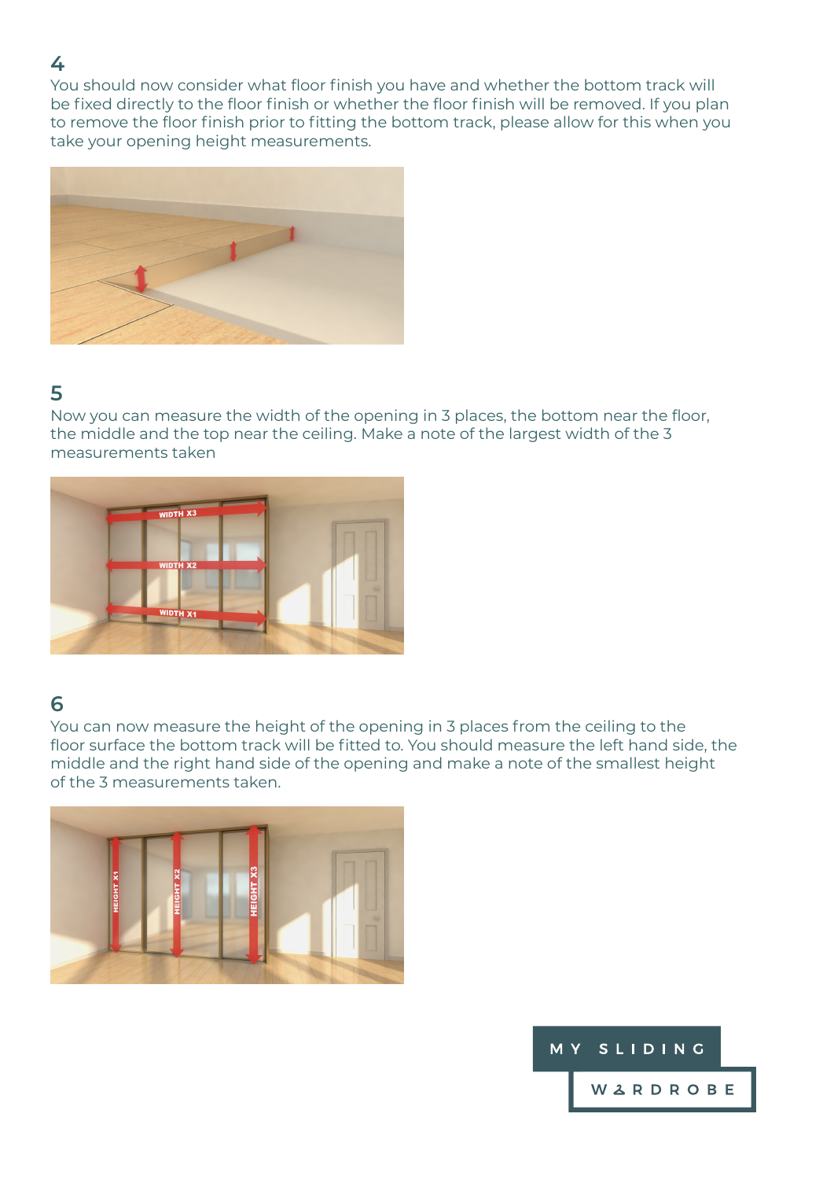## 4

You should now consider what floor finish you have and whether the bottom track will be fixed directly to the floor finish or whether the floor finish will be removed. If you plan to remove the floor finish prior to fitting the bottom track, please allow for this when you take your opening height measurements.

## 5

Now you can measure the width of the opening in 3 places, the bottom near the floor, the middle and the top near the ceiling. Make a note of the largest width of the 3 measurements taken

WIDTH X3

WIDTH X2

WIDTH X1

## 6

You can now measure the height of the opening in 3 places from the ceiling to the floor surface the bottom track will be fitted to. You should measure the left hand side, the middle and the right hand side of the opening and make a note of the smallest height of the 3 measurements taken.

HEIGHT X1

HEIGHT X2

HEIGHT X3

MY SLIDING WARDROBE